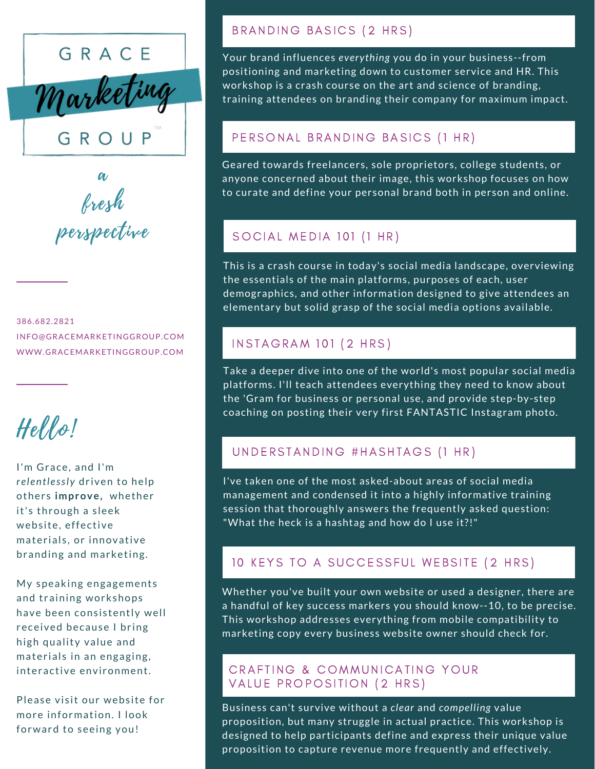# GRACE *Marketing* GROUP™

*a fresh perspective*

386.682.2821
INFO@GRACEMARKETINGGROUP.COM
WWW.GRACEMARKETINGGROUP.COM

## *Hello!*

I'm Grace, and I'm *relentlessly* driven to help others **improve**, whether it's through a sleek website, effective materials, or innovative branding and marketing.

My speaking engagements and training workshops have been consistently well received because I bring high quality value and materials in an engaging, interactive environment.

Please visit our website for more information. I look forward to seeing you!

## BRANDING BASICS (2 HRS)

Your brand influences *everything* you do in your business--from positioning and marketing down to customer service and HR. This workshop is a crash course on the art and science of branding, training attendees on branding their company for maximum impact.

## PERSONAL BRANDING BASICS (1 HR)

Geared towards freelancers, sole proprietors, college students, or anyone concerned about their image, this workshop focuses on how to curate and define your personal brand both in person and online.

## SOCIAL MEDIA 101 (1 HR)

This is a crash course in today's social media landscape, overviewing the essentials of the main platforms, purposes of each, user demographics, and other information designed to give attendees an elementary but solid grasp of the social media options available.

## INSTAGRAM 101 (2 HRS)

Take a deeper dive into one of the world's most popular social media platforms. I'll teach attendees everything they need to know about the 'Gram for business or personal use, and provide step-by-step coaching on posting their very first FANTASTIC Instagram photo.

## UNDERSTANDING #HASHTAGS (1 HR)

I've taken one of the most asked-about areas of social media management and condensed it into a highly informative training session that thoroughly answers the frequently asked question: "What the heck is a hashtag and how do I use it?!"

## 10 KEYS TO A SUCCESSFUL WEBSITE (2 HRS)

Whether you've built your own website or used a designer, there are a handful of key success markers you should know--10, to be precise. This workshop addresses everything from mobile compatibility to marketing copy every business website owner should check for.

## CRAFTING & COMMUNICATING YOUR VALUE PROPOSITION (2 HRS)

Business can't survive without a *clear* and *compelling* value proposition, but many struggle in actual practice. This workshop is designed to help participants define and express their unique value proposition to capture revenue more frequently and effectively.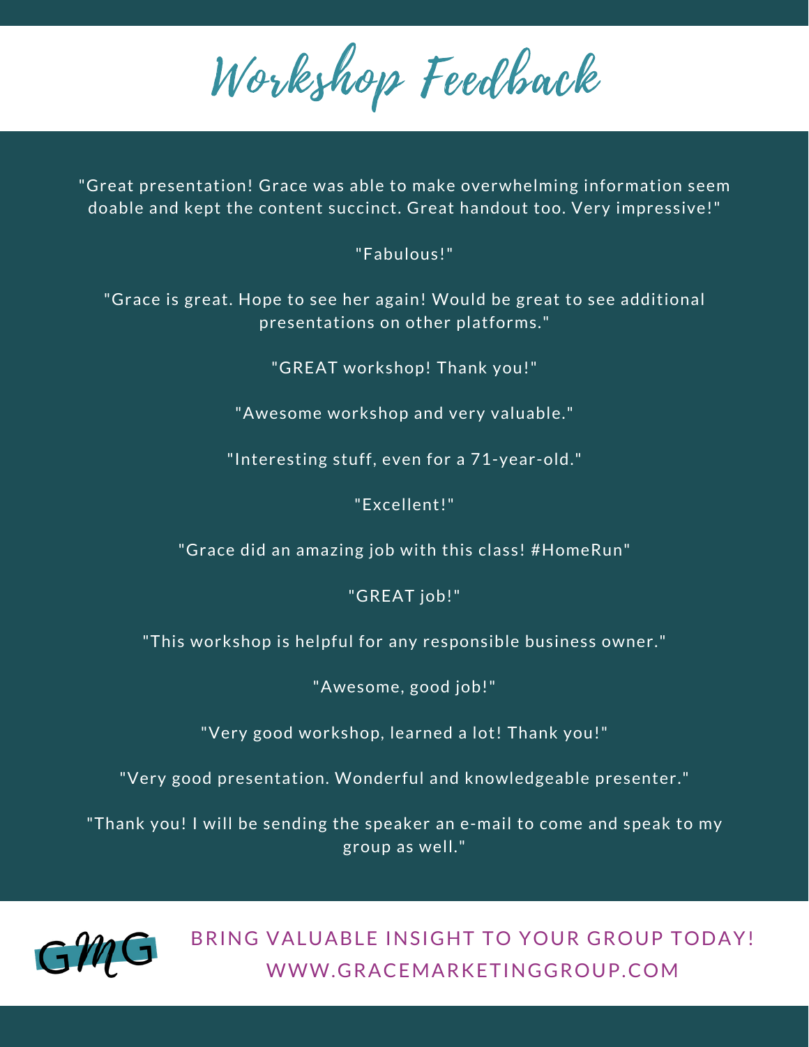# Workshop Feedback

"Great presentation! Grace was able to make overwhelming information seem doable and kept the content succinct. Great handout too. Very impressive!"

"Fabulous!"

"Grace is great. Hope to see her again! Would be great to see additional presentations on other platforms."

"GREAT workshop! Thank you!"

"Awesome workshop and very valuable."

"Interesting stuff, even for a 71-year-old."

"Excellent!"

"Grace did an amazing job with this class! #HomeRun"

"GREAT job!"

"This workshop is helpful for any responsible business owner."

"Awesome, good job!"

"Very good workshop, learned a lot! Thank you!"

"Very good presentation. Wonderful and knowledgeable presenter."

"Thank you! I will be sending the speaker an e-mail to come and speak to my group as well."

GMG

BRING VALUABLE INSIGHT TO YOUR GROUP TODAY!
WWW.GRACEMARKETINGGROUP.COM